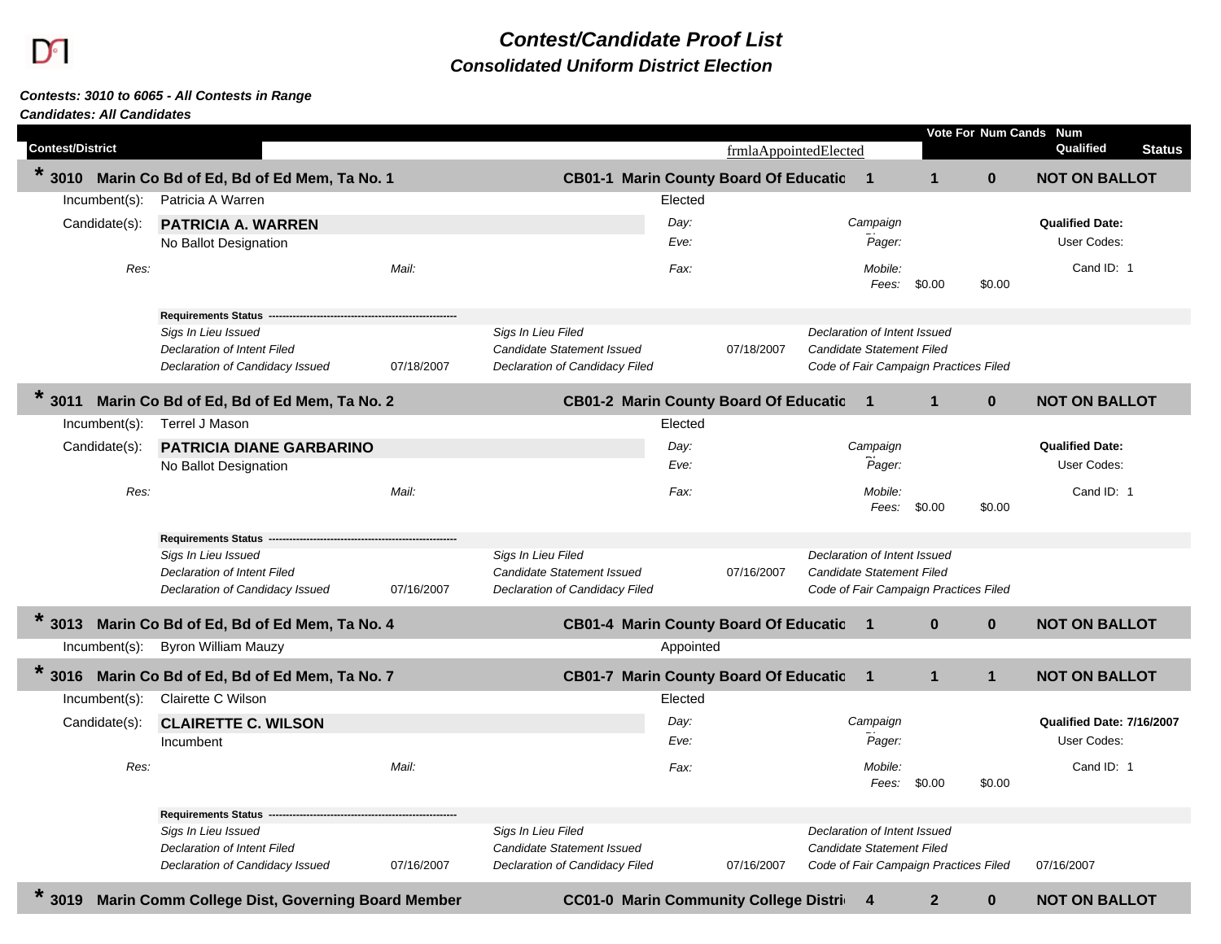# Contest/Candidate Proof List

## Consolidated Uniform District Election

***Contests: 3010 to 6065 - All Contests in Range***
***Candidates: All Candidates***

| Contest/District | | frmlaAppointedElected | Vote For | Num Cands | Num Qualified | Status |
|---|---|---|---|---|---|---|

---

**\* 3010 Marin Co Bd of Ed, Bd of Ed Mem, Ta No. 1** — **CB01-1 Marin County Board Of Educatio** — Vote For: **1** — Num Cands: **1** — Num Qualified: **0** — **NOT ON BALLOT**

Incumbent(s): Patricia A Warren — Elected

Candidate(s): **PATRICIA A. WARREN**
No Ballot Designation

*Day:* *Campaign* **Qualified Date:**
*Eve:* *Pager:* User Codes:
*Res:* *Mail:* *Fax:* *Mobile:* Cand ID: 1
*Fees:* $0.00 $0.00

**Requirements Status**

| | | | | |
|---|---|---|---|---|
| *Sigs In Lieu Issued* | | *Sigs In Lieu Filed* | | *Declaration of Intent Issued* |
| *Declaration of Intent Filed* | | *Candidate Statement Issued* | 07/18/2007 | *Candidate Statement Filed* |
| *Declaration of Candidacy Issued* | 07/18/2007 | *Declaration of Candidacy Filed* | | *Code of Fair Campaign Practices Filed* |

---

**\* 3011 Marin Co Bd of Ed, Bd of Ed Mem, Ta No. 2** — **CB01-2 Marin County Board Of Educatio** — Vote For: **1** — Num Cands: **1** — Num Qualified: **0** — **NOT ON BALLOT**

Incumbent(s): Terrel J Mason — Elected

Candidate(s): **PATRICIA DIANE GARBARINO**
No Ballot Designation

*Day:* *Campaign* **Qualified Date:**
*Eve:* *Pager:* User Codes:
*Res:* *Mail:* *Fax:* *Mobile:* Cand ID: 1
*Fees:* $0.00 $0.00

**Requirements Status**

| | | | | |
|---|---|---|---|---|
| *Sigs In Lieu Issued* | | *Sigs In Lieu Filed* | | *Declaration of Intent Issued* |
| *Declaration of Intent Filed* | | *Candidate Statement Issued* | 07/16/2007 | *Candidate Statement Filed* |
| *Declaration of Candidacy Issued* | 07/16/2007 | *Declaration of Candidacy Filed* | | *Code of Fair Campaign Practices Filed* |

---

**\* 3013 Marin Co Bd of Ed, Bd of Ed Mem, Ta No. 4** — **CB01-4 Marin County Board Of Educatio** — Vote For: **1** — Num Cands: **0** — Num Qualified: **0** — **NOT ON BALLOT**

Incumbent(s): Byron William Mauzy — Appointed

---

**\* 3016 Marin Co Bd of Ed, Bd of Ed Mem, Ta No. 7** — **CB01-7 Marin County Board Of Educatio** — Vote For: **1** — Num Cands: **1** — Num Qualified: **1** — **NOT ON BALLOT**

Incumbent(s): Clairette C Wilson — Elected

Candidate(s): **CLAIRETTE C. WILSON**
Incumbent

*Day:* *Campaign* **Qualified Date: 7/16/2007**
*Eve:* *Pager:* User Codes:
*Res:* *Mail:* *Fax:* *Mobile:* Cand ID: 1
*Fees:* $0.00 $0.00

**Requirements Status**

| | | | | | |
|---|---|---|---|---|---|
| *Sigs In Lieu Issued* | | *Sigs In Lieu Filed* | | *Declaration of Intent Issued* | |
| *Declaration of Intent Filed* | | *Candidate Statement Issued* | | *Candidate Statement Filed* | |
| *Declaration of Candidacy Issued* | 07/16/2007 | *Declaration of Candidacy Filed* | 07/16/2007 | *Code of Fair Campaign Practices Filed* | 07/16/2007 |

---

**\* 3019 Marin Comm College Dist, Governing Board Member** — **CC01-0 Marin Community College Distri** — Vote For: **4** — Num Cands: **2** — Num Qualified: **0** — **NOT ON BALLOT**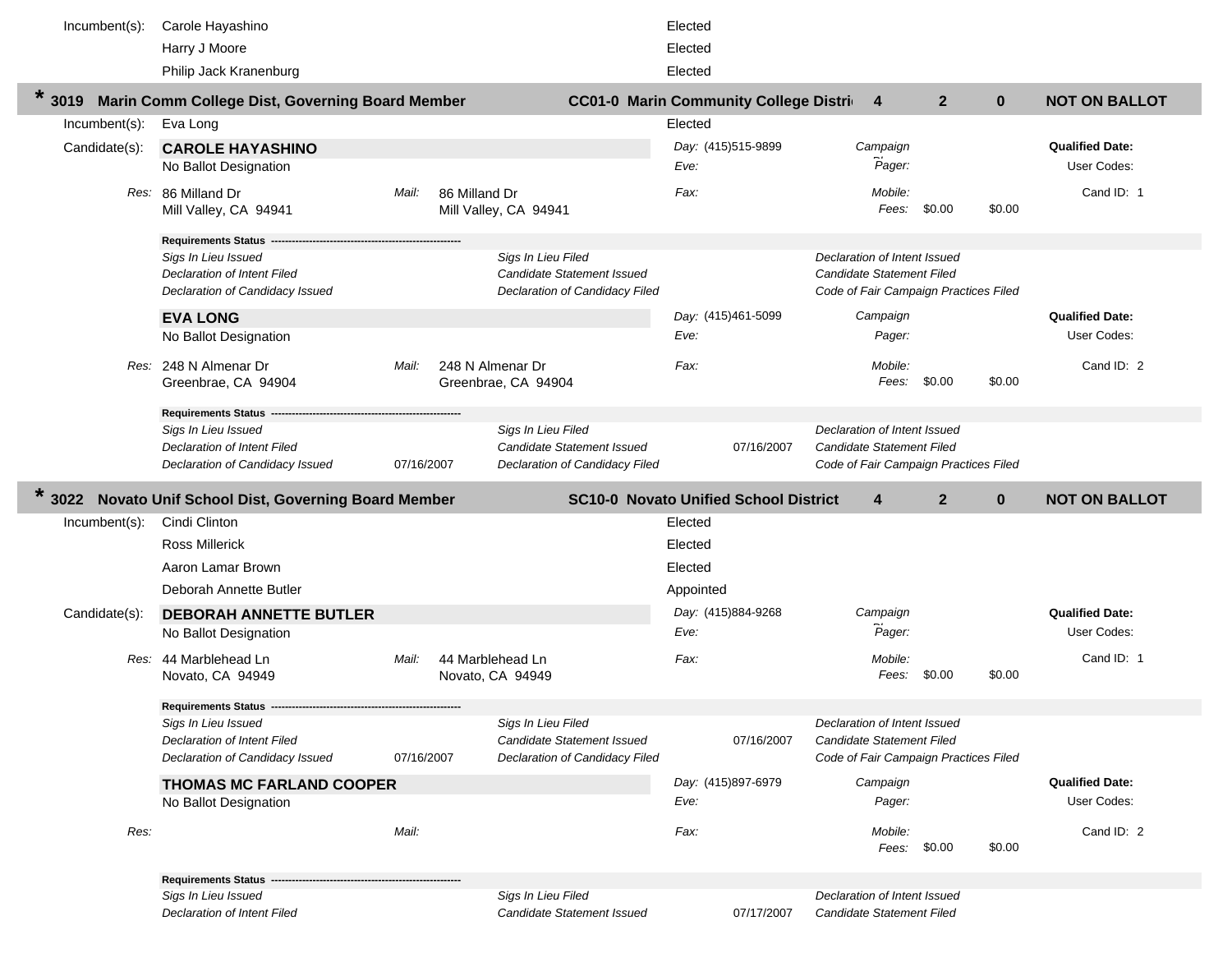| | | |
|---|---|---|
| Incumbent(s): | Carole Hayashino | Elected |
| | Harry J Moore | Elected |
| | Philip Jack Kranenburg | Elected |

## * 3019 Marin Comm College Dist, Governing Board Member — CC01-0 Marin Community College Distri — 4 — 2 — 0 — NOT ON BALLOT

| | | |
|---|---|---|
| Incumbent(s): | Eva Long | Elected |

**Candidate(s):**

**CAROLE HAYASHINO**
No Ballot Designation

| | | | | | |
|---|---|---|---|---|---|
| Day: (415)515-9899 | Campaign Ph: | | | Qualified Date: | |
| Eve: | Pager: | | | User Codes: | |
| Res: 86 Milland Dr, Mill Valley, CA 94941 | Mail: 86 Milland Dr, Mill Valley, CA 94941 | Fax: | Mobile: | | Cand ID: 1 |
| | | | Fees: $0.00 | $0.00 | |

**Requirements Status**

| | | | | |
|---|---|---|---|---|
| Sigs In Lieu Issued | | Sigs In Lieu Filed | | Declaration of Intent Issued |
| Declaration of Intent Filed | | Candidate Statement Issued | | Candidate Statement Filed |
| Declaration of Candidacy Issued | | Declaration of Candidacy Filed | | Code of Fair Campaign Practices Filed |

**EVA LONG**
No Ballot Designation

| | | | | | |
|---|---|---|---|---|---|
| Day: (415)461-5099 | Campaign | | | Qualified Date: | |
| Eve: | Pager: | | | User Codes: | |
| Res: 248 N Almenar Dr, Greenbrae, CA 94904 | Mail: 248 N Almenar Dr, Greenbrae, CA 94904 | Fax: | Mobile: | | Cand ID: 2 |
| | | | Fees: $0.00 | $0.00 | |

**Requirements Status**

| | | | | |
|---|---|---|---|---|
| Sigs In Lieu Issued | | Sigs In Lieu Filed | | Declaration of Intent Issued |
| Declaration of Intent Filed | | Candidate Statement Issued | 07/16/2007 | Candidate Statement Filed |
| Declaration of Candidacy Issued | 07/16/2007 | Declaration of Candidacy Filed | | Code of Fair Campaign Practices Filed |

## * 3022 Novato Unif School Dist, Governing Board Member — SC10-0 Novato Unified School District — 4 — 2 — 0 — NOT ON BALLOT

| | | |
|---|---|---|
| Incumbent(s): | Cindi Clinton | Elected |
| | Ross Millerick | Elected |
| | Aaron Lamar Brown | Elected |
| | Deborah Annette Butler | Appointed |

**Candidate(s):**

**DEBORAH ANNETTE BUTLER**
No Ballot Designation

| | | | | | |
|---|---|---|---|---|---|
| Day: (415)884-9268 | Campaign Ph: | | | Qualified Date: | |
| Eve: | Pager: | | | User Codes: | |
| Res: 44 Marblehead Ln, Novato, CA 94949 | Mail: 44 Marblehead Ln, Novato, CA 94949 | Fax: | Mobile: | | Cand ID: 1 |
| | | | Fees: $0.00 | $0.00 | |

**Requirements Status**

| | | | | |
|---|---|---|---|---|
| Sigs In Lieu Issued | | Sigs In Lieu Filed | | Declaration of Intent Issued |
| Declaration of Intent Filed | | Candidate Statement Issued | 07/16/2007 | Candidate Statement Filed |
| Declaration of Candidacy Issued | 07/16/2007 | Declaration of Candidacy Filed | | Code of Fair Campaign Practices Filed |

**THOMAS MC FARLAND COOPER**
No Ballot Designation

| | | | | | |
|---|---|---|---|---|---|
| Day: (415)897-6979 | Campaign | | | Qualified Date: | |
| Eve: | Pager: | | | User Codes: | |
| Res: | Mail: | Fax: | Mobile: | | Cand ID: 2 |
| | | | Fees: $0.00 | $0.00 | |

**Requirements Status**

| | | | | |
|---|---|---|---|---|
| Sigs In Lieu Issued | | Sigs In Lieu Filed | | Declaration of Intent Issued |
| Declaration of Intent Filed | | Candidate Statement Issued | 07/17/2007 | Candidate Statement Filed |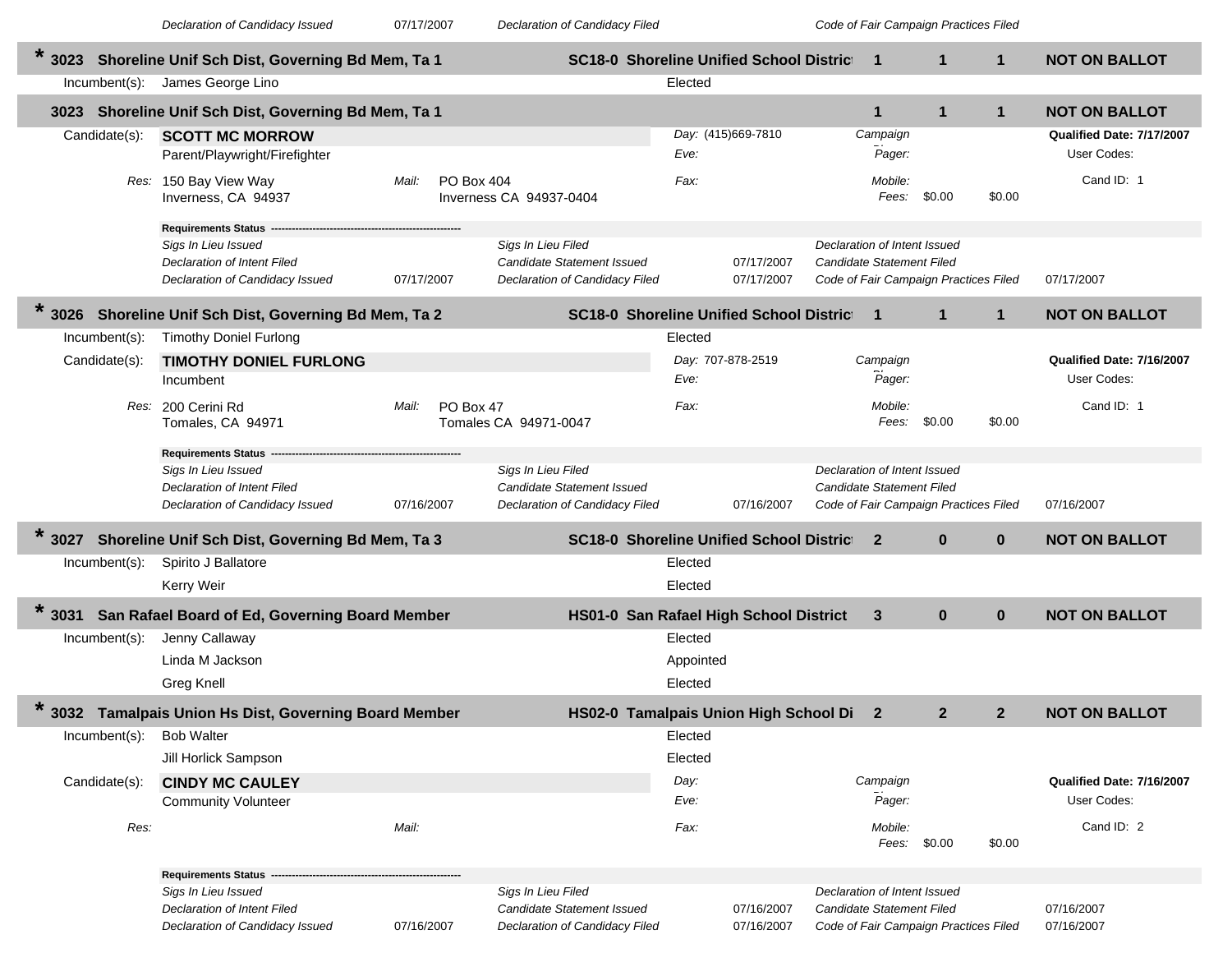*Declaration of Candidacy Issued* 07/17/2007 *Declaration of Candidacy Filed* *Code of Fair Campaign Practices Filed*

## * 3023 Shoreline Unif Sch Dist, Governing Bd Mem, Ta 1 — SC18-0 Shoreline Unified School Distric — 1 | 1 | 1 — NOT ON BALLOT

Incumbent(s): James George Lino — Elected

## 3023 Shoreline Unif Sch Dist, Governing Bd Mem, Ta 1 — 1 | 1 | 1 — NOT ON BALLOT

Candidate(s): **SCOTT MC MORROW**
Parent/Playwright/Firefighter

*Day:* (415)669-7810 *Eve:* *Fax:*
*Campaign* *Pager:* *Mobile:* *Fees:* $0.00 $0.00
**Qualified Date: 7/17/2007** User Codes: Cand ID: 1

*Res:* 150 Bay View Way, Inverness, CA 94937
*Mail:* PO Box 404, Inverness CA 94937-0404

**Requirements Status**

| | | | | | |
|---|---|---|---|---|---|
| *Sigs In Lieu Issued* | | *Sigs In Lieu Filed* | | *Declaration of Intent Issued* | |
| *Declaration of Intent Filed* | | *Candidate Statement Issued* | 07/17/2007 | *Candidate Statement Filed* | |
| *Declaration of Candidacy Issued* | 07/17/2007 | *Declaration of Candidacy Filed* | 07/17/2007 | *Code of Fair Campaign Practices Filed* | 07/17/2007 |

## * 3026 Shoreline Unif Sch Dist, Governing Bd Mem, Ta 2 — SC18-0 Shoreline Unified School Distric — 1 | 1 | 1 — NOT ON BALLOT

Incumbent(s): Timothy Doniel Furlong — Elected

Candidate(s): **TIMOTHY DONIEL FURLONG**
Incumbent

*Day:* 707-878-2519 *Eve:* *Fax:*
*Campaign* *Pager:* *Mobile:* *Fees:* $0.00 $0.00
**Qualified Date: 7/16/2007** User Codes: Cand ID: 1

*Res:* 200 Cerini Rd, Tomales, CA 94971
*Mail:* PO Box 47, Tomales CA 94971-0047

**Requirements Status**

| | | | | | |
|---|---|---|---|---|---|
| *Sigs In Lieu Issued* | | *Sigs In Lieu Filed* | | *Declaration of Intent Issued* | |
| *Declaration of Intent Filed* | | *Candidate Statement Issued* | | *Candidate Statement Filed* | |
| *Declaration of Candidacy Issued* | 07/16/2007 | *Declaration of Candidacy Filed* | 07/16/2007 | *Code of Fair Campaign Practices Filed* | 07/16/2007 |

## * 3027 Shoreline Unif Sch Dist, Governing Bd Mem, Ta 3 — SC18-0 Shoreline Unified School Distric — 2 | 0 | 0 — NOT ON BALLOT

Incumbent(s):
- Spirito J Ballatore — Elected
- Kerry Weir — Elected

## * 3031 San Rafael Board of Ed, Governing Board Member — HS01-0 San Rafael High School District — 3 | 0 | 0 — NOT ON BALLOT

Incumbent(s):
- Jenny Callaway — Elected
- Linda M Jackson — Appointed
- Greg Knell — Elected

## * 3032 Tamalpais Union Hs Dist, Governing Board Member — HS02-0 Tamalpais Union High School Di — 2 | 2 | 2 — NOT ON BALLOT

Incumbent(s):
- Bob Walter — Elected
- Jill Horlick Sampson — Elected

Candidate(s): **CINDY MC CAULEY**
Community Volunteer

*Day:* *Eve:* *Fax:*
*Campaign* *Pager:* *Mobile:* *Fees:* $0.00 $0.00
**Qualified Date: 7/16/2007** User Codes: Cand ID: 2

*Res:*
*Mail:*

**Requirements Status**

| | | | | | |
|---|---|---|---|---|---|
| *Sigs In Lieu Issued* | | *Sigs In Lieu Filed* | | *Declaration of Intent Issued* | |
| *Declaration of Intent Filed* | | *Candidate Statement Issued* | 07/16/2007 | *Candidate Statement Filed* | 07/16/2007 |
| *Declaration of Candidacy Issued* | 07/16/2007 | *Declaration of Candidacy Filed* | 07/16/2007 | *Code of Fair Campaign Practices Filed* | 07/16/2007 |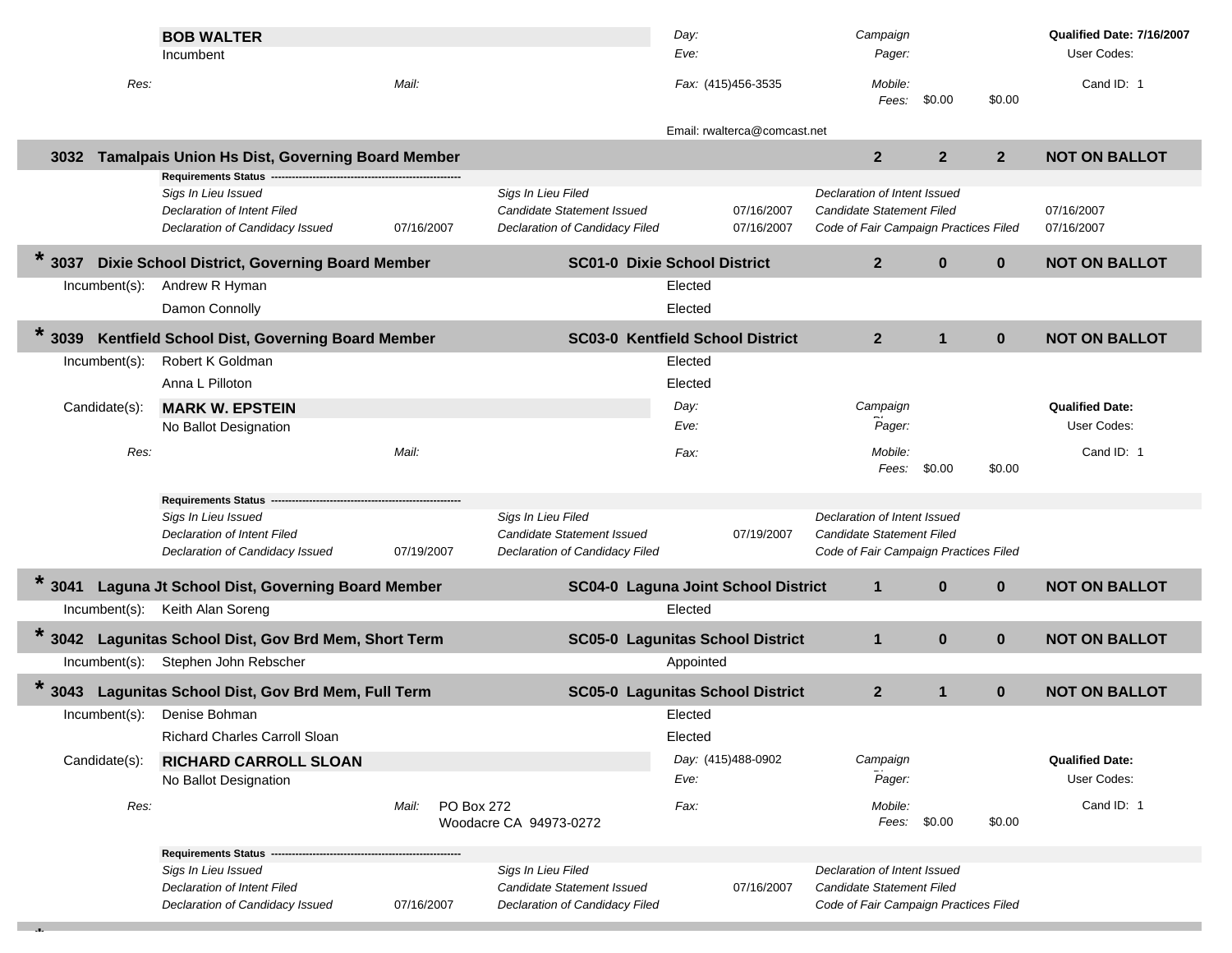**BOB WALTER**
Incumbent

| | | | |
|---|---|---|---|
| Day: | Campaign | | **Qualified Date: 7/16/2007** |
| Eve: | Pager: | | User Codes: |

*Res:* *Mail:* *Fax:* (415)456-3535 *Mobile:* Cand ID: 1

*Fees:* $0.00 $0.00

Email: rwalterca@comcast.net

## 3032 Tamalpais Union Hs Dist, Governing Board Member — 2 | 2 | 2 | NOT ON BALLOT

**Requirements Status**

| | | | | | |
|---|---|---|---|---|---|
| *Sigs In Lieu Issued* | | *Sigs In Lieu Filed* | | *Declaration of Intent Issued* | |
| *Declaration of Intent Filed* | | *Candidate Statement Issued* | 07/16/2007 | *Candidate Statement Filed* | 07/16/2007 |
| *Declaration of Candidacy Issued* | 07/16/2007 | *Declaration of Candidacy Filed* | 07/16/2007 | *Code of Fair Campaign Practices Filed* | 07/16/2007 |

## * 3037 Dixie School District, Governing Board Member — SC01-0 Dixie School District — 2 | 0 | 0 | NOT ON BALLOT

Incumbent(s):
- Andrew R Hyman — Elected
- Damon Connolly — Elected

## * 3039 Kentfield School Dist, Governing Board Member — SC03-0 Kentfield School District — 2 | 1 | 0 | NOT ON BALLOT

Incumbent(s):
- Robert K Goldman — Elected
- Anna L Pilloton — Elected

Candidate(s):

**MARK W. EPSTEIN**
No Ballot Designation

| | | | |
|---|---|---|---|
| Day: | Campaign | | **Qualified Date:** |
| Eve: | Pager: | | User Codes: |

*Res:* *Mail:* *Fax:* *Mobile:* Cand ID: 1

*Fees:* $0.00 $0.00

**Requirements Status**

| | | | | | |
|---|---|---|---|---|---|
| *Sigs In Lieu Issued* | | *Sigs In Lieu Filed* | | *Declaration of Intent Issued* | |
| *Declaration of Intent Filed* | | *Candidate Statement Issued* | 07/19/2007 | *Candidate Statement Filed* | |
| *Declaration of Candidacy Issued* | 07/19/2007 | *Declaration of Candidacy Filed* | | *Code of Fair Campaign Practices Filed* | |

## * 3041 Laguna Jt School Dist, Governing Board Member — SC04-0 Laguna Joint School District — 1 | 0 | 0 | NOT ON BALLOT

Incumbent(s):
- Keith Alan Soreng — Elected

## * 3042 Lagunitas School Dist, Gov Brd Mem, Short Term — SC05-0 Lagunitas School District — 1 | 0 | 0 | NOT ON BALLOT

Incumbent(s):
- Stephen John Rebscher — Appointed

## * 3043 Lagunitas School Dist, Gov Brd Mem, Full Term — SC05-0 Lagunitas School District — 2 | 1 | 0 | NOT ON BALLOT

Incumbent(s):
- Denise Bohman — Elected
- Richard Charles Carroll Sloan — Elected

Candidate(s):

**RICHARD CARROLL SLOAN**
No Ballot Designation

| | | | |
|---|---|---|---|
| Day: (415)488-0902 | Campaign | | **Qualified Date:** |
| Eve: | Pager: | | User Codes: |

*Res:* *Mail:* PO Box 272, Woodacre CA 94973-0272 *Fax:* *Mobile:* Cand ID: 1

*Fees:* $0.00 $0.00

**Requirements Status**

| | | | | | |
|---|---|---|---|---|---|
| *Sigs In Lieu Issued* | | *Sigs In Lieu Filed* | | *Declaration of Intent Issued* | |
| *Declaration of Intent Filed* | | *Candidate Statement Issued* | 07/16/2007 | *Candidate Statement Filed* | |
| *Declaration of Candidacy Issued* | 07/16/2007 | *Declaration of Candidacy Filed* | | *Code of Fair Campaign Practices Filed* | |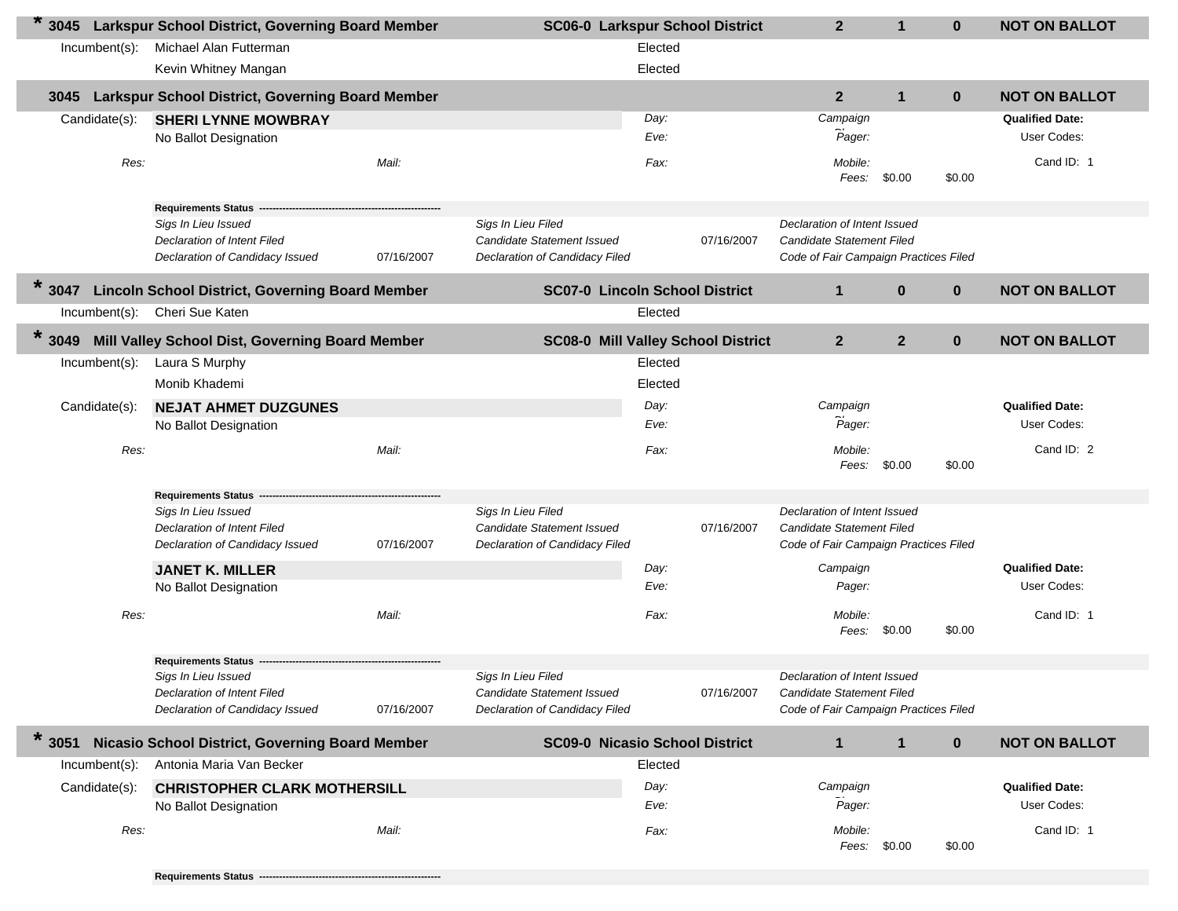**\* 3045 Larkspur School District, Governing Board Member** | **SC06-0 Larkspur School District** | **2** | **1** | **0** | **NOT ON BALLOT**

Incumbent(s): Michael Alan Futterman — Elected

Kevin Whitney Mangan — Elected

**3045 Larkspur School District, Governing Board Member** | **2** | **1** | **0** | **NOT ON BALLOT**

Candidate(s): **SHERI LYNNE MOWBRAY**

No Ballot Designation

| | | | | |
|---|---|---|---|---|
| *Day:* | *Campaign* | | | **Qualified Date:** |
| *Eve:* | *Pager:* | | | User Codes: |
| *Res:* | *Mail:* | *Fax:* | *Mobile:* | Cand ID: 1 |
| | | | *Fees:* $0.00 | $0.00 |

**Requirements Status**

| | | | | |
|---|---|---|---|---|
| *Sigs In Lieu Issued* | | *Sigs In Lieu Filed* | | *Declaration of Intent Issued* |
| *Declaration of Intent Filed* | | *Candidate Statement Issued* | 07/16/2007 | *Candidate Statement Filed* |
| *Declaration of Candidacy Issued* | 07/16/2007 | *Declaration of Candidacy Filed* | | *Code of Fair Campaign Practices Filed* |

**\* 3047 Lincoln School District, Governing Board Member** | **SC07-0 Lincoln School District** | **1** | **0** | **0** | **NOT ON BALLOT**

Incumbent(s): Cheri Sue Katen — Elected

**\* 3049 Mill Valley School Dist, Governing Board Member** | **SC08-0 Mill Valley School District** | **2** | **2** | **0** | **NOT ON BALLOT**

Incumbent(s): Laura S Murphy — Elected

Monib Khademi — Elected

Candidate(s): **NEJAT AHMET DUZGUNES**

No Ballot Designation

| | | | | |
|---|---|---|---|---|
| *Day:* | *Campaign* | | | **Qualified Date:** |
| *Eve:* | *Pager:* | | | User Codes: |
| *Res:* | *Mail:* | *Fax:* | *Mobile:* | Cand ID: 2 |
| | | | *Fees:* $0.00 | $0.00 |

**Requirements Status**

| | | | | |
|---|---|---|---|---|
| *Sigs In Lieu Issued* | | *Sigs In Lieu Filed* | | *Declaration of Intent Issued* |
| *Declaration of Intent Filed* | | *Candidate Statement Issued* | 07/16/2007 | *Candidate Statement Filed* |
| *Declaration of Candidacy Issued* | 07/16/2007 | *Declaration of Candidacy Filed* | | *Code of Fair Campaign Practices Filed* |

**JANET K. MILLER**

No Ballot Designation

| | | | | |
|---|---|---|---|---|
| *Day:* | *Campaign* | | | **Qualified Date:** |
| *Eve:* | *Pager:* | | | User Codes: |
| *Res:* | *Mail:* | *Fax:* | *Mobile:* | Cand ID: 1 |
| | | | *Fees:* $0.00 | $0.00 |

**Requirements Status**

| | | | | |
|---|---|---|---|---|
| *Sigs In Lieu Issued* | | *Sigs In Lieu Filed* | | *Declaration of Intent Issued* |
| *Declaration of Intent Filed* | | *Candidate Statement Issued* | 07/16/2007 | *Candidate Statement Filed* |
| *Declaration of Candidacy Issued* | 07/16/2007 | *Declaration of Candidacy Filed* | | *Code of Fair Campaign Practices Filed* |

**\* 3051 Nicasio School District, Governing Board Member** | **SC09-0 Nicasio School District** | **1** | **1** | **0** | **NOT ON BALLOT**

Incumbent(s): Antonia Maria Van Becker — Elected

Candidate(s): **CHRISTOPHER CLARK MOTHERSILL**

No Ballot Designation

| | | | | |
|---|---|---|---|---|
| *Day:* | *Campaign* | | | **Qualified Date:** |
| *Eve:* | *Pager:* | | | User Codes: |
| *Res:* | *Mail:* | *Fax:* | *Mobile:* | Cand ID: 1 |
| | | | *Fees:* $0.00 | $0.00 |

**Requirements Status**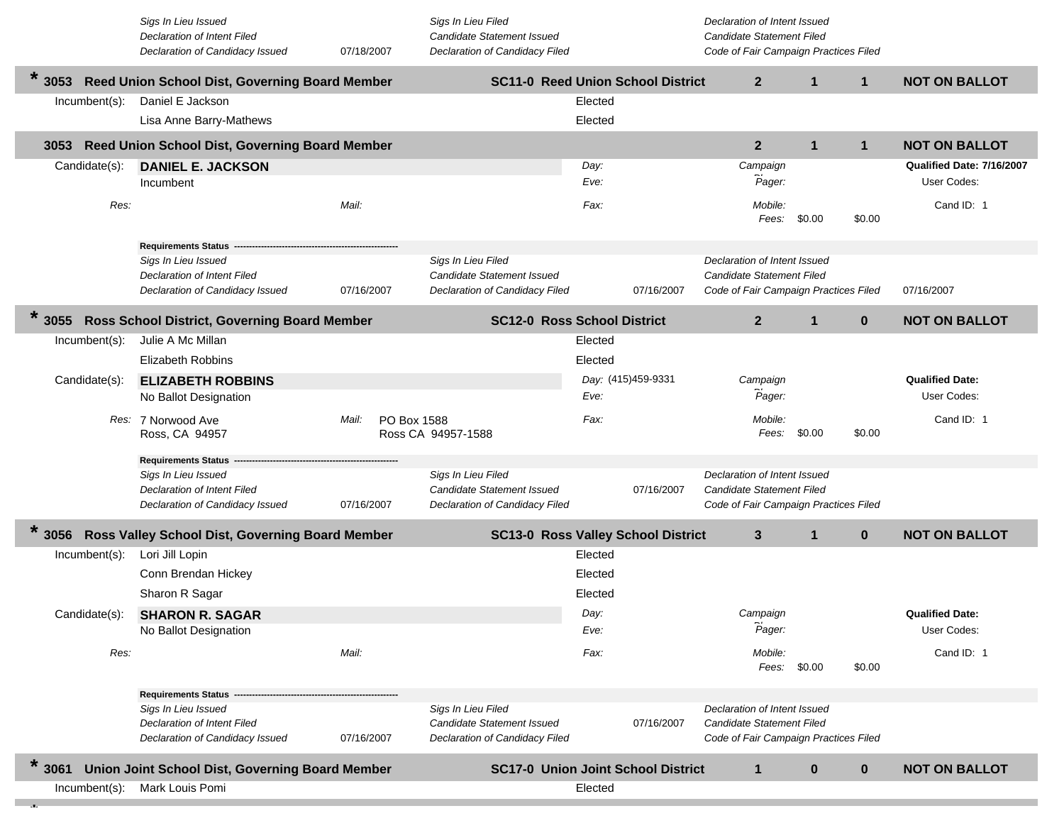| | | | | | |
|---|---|---|---|---|---|
| *Sigs In Lieu Issued* | | *Sigs In Lieu Filed* | | *Declaration of Intent Issued* | |
| *Declaration of Intent Filed* | | *Candidate Statement Issued* | | *Candidate Statement Filed* | |
| *Declaration of Candidacy Issued* | 07/18/2007 | *Declaration of Candidacy Filed* | | *Code of Fair Campaign Practices Filed* | |

**\* 3053 Reed Union School Dist, Governing Board Member** — **SC11-0 Reed Union School District** — **2 1 1** — **NOT ON BALLOT**

Incumbent(s): Daniel E Jackson — Elected
Lisa Anne Barry-Mathews — Elected

**3053 Reed Union School Dist, Governing Board Member** — **2 1 1** — **NOT ON BALLOT**

Candidate(s): **DANIEL E. JACKSON**
Incumbent

*Day:*
*Eve:*
*Fax:*

*Campaign*
*Pager:*
*Mobile:*
*Fees:* $0.00 $0.00

**Qualified Date: 7/16/2007**
User Codes:
Cand ID: 1

*Res:*
*Mail:*

**Requirements Status**

| | | | | | |
|---|---|---|---|---|---|
| *Sigs In Lieu Issued* | | *Sigs In Lieu Filed* | | *Declaration of Intent Issued* | |
| *Declaration of Intent Filed* | | *Candidate Statement Issued* | | *Candidate Statement Filed* | |
| *Declaration of Candidacy Issued* | 07/16/2007 | *Declaration of Candidacy Filed* | 07/16/2007 | *Code of Fair Campaign Practices Filed* | 07/16/2007 |

**\* 3055 Ross School District, Governing Board Member** — **SC12-0 Ross School District** — **2 1 0** — **NOT ON BALLOT**

Incumbent(s): Julie A Mc Millan — Elected
Elizabeth Robbins — Elected

Candidate(s): **ELIZABETH ROBBINS**
No Ballot Designation

*Day:* (415)459-9331
*Eve:*
*Fax:*

*Campaign*
*Pager:*
*Mobile:*
*Fees:* $0.00 $0.00

**Qualified Date:**
User Codes:
Cand ID: 1

*Res:* 7 Norwood Ave
Ross, CA 94957

*Mail:* PO Box 1588
Ross CA 94957-1588

**Requirements Status**

| | | | | | |
|---|---|---|---|---|---|
| *Sigs In Lieu Issued* | | *Sigs In Lieu Filed* | | *Declaration of Intent Issued* | |
| *Declaration of Intent Filed* | | *Candidate Statement Issued* | 07/16/2007 | *Candidate Statement Filed* | |
| *Declaration of Candidacy Issued* | 07/16/2007 | *Declaration of Candidacy Filed* | | *Code of Fair Campaign Practices Filed* | |

**\* 3056 Ross Valley School Dist, Governing Board Member** — **SC13-0 Ross Valley School District** — **3 1 0** — **NOT ON BALLOT**

Incumbent(s): Lori Jill Lopin — Elected
Conn Brendan Hickey — Elected
Sharon R Sagar — Elected

Candidate(s): **SHARON R. SAGAR**
No Ballot Designation

*Day:*
*Eve:*
*Fax:*

*Campaign*
*Pager:*
*Mobile:*
*Fees:* $0.00 $0.00

**Qualified Date:**
User Codes:
Cand ID: 1

*Res:*
*Mail:*

**Requirements Status**

| | | | | | |
|---|---|---|---|---|---|
| *Sigs In Lieu Issued* | | *Sigs In Lieu Filed* | | *Declaration of Intent Issued* | |
| *Declaration of Intent Filed* | | *Candidate Statement Issued* | 07/16/2007 | *Candidate Statement Filed* | |
| *Declaration of Candidacy Issued* | 07/16/2007 | *Declaration of Candidacy Filed* | | *Code of Fair Campaign Practices Filed* | |

**\* 3061 Union Joint School Dist, Governing Board Member** — **SC17-0 Union Joint School District** — **1 0 0** — **NOT ON BALLOT**

Incumbent(s): Mark Louis Pomi — Elected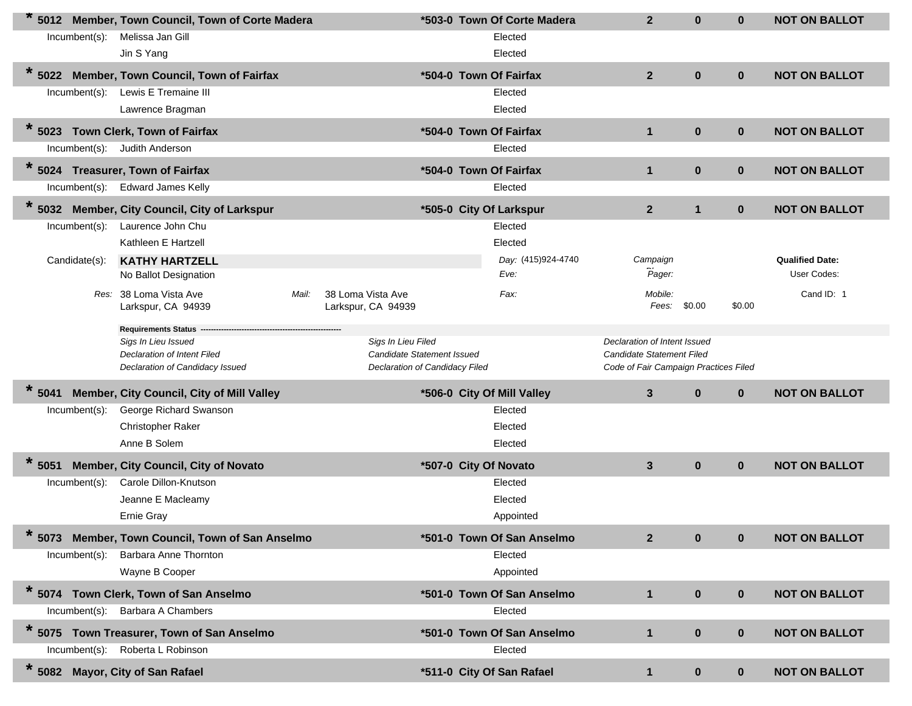**\* 5012 Member, Town Council, Town of Corte Madera** | **\*503-0 Town Of Corte Madera** | **2** | **0** | **0** | **NOT ON BALLOT**

Incumbent(s): Melissa Jan Gill — Elected
Jin S Yang — Elected

**\* 5022 Member, Town Council, Town of Fairfax** | **\*504-0 Town Of Fairfax** | **2** | **0** | **0** | **NOT ON BALLOT**

Incumbent(s): Lewis E Tremaine III — Elected
Lawrence Bragman — Elected

**\* 5023 Town Clerk, Town of Fairfax** | **\*504-0 Town Of Fairfax** | **1** | **0** | **0** | **NOT ON BALLOT**

Incumbent(s): Judith Anderson — Elected

**\* 5024 Treasurer, Town of Fairfax** | **\*504-0 Town Of Fairfax** | **1** | **0** | **0** | **NOT ON BALLOT**

Incumbent(s): Edward James Kelly — Elected

**\* 5032 Member, City Council, City of Larkspur** | **\*505-0 City Of Larkspur** | **2** | **1** | **0** | **NOT ON BALLOT**

Incumbent(s): Laurence John Chu — Elected
Kathleen E Hartzell — Elected

Candidate(s): **KATHY HARTZELL**
No Ballot Designation

*Day:* (415)924-4740 | *Campaign Phone:* | **Qualified Date:**
*Eve:* | *Pager:* | User Codes:
*Fax:* | *Mobile:* | Cand ID: 1
*Fees:* $0.00 $0.00

*Res:* 38 Loma Vista Ave, Larkspur, CA 94939
*Mail:* 38 Loma Vista Ave, Larkspur, CA 94939

**Requirements Status**

| | | |
|---|---|---|
| *Sigs In Lieu Issued* | *Sigs In Lieu Filed* | *Declaration of Intent Issued* |
| *Declaration of Intent Filed* | *Candidate Statement Issued* | *Candidate Statement Filed* |
| *Declaration of Candidacy Issued* | *Declaration of Candidacy Filed* | *Code of Fair Campaign Practices Filed* |

**\* 5041 Member, City Council, City of Mill Valley** | **\*506-0 City Of Mill Valley** | **3** | **0** | **0** | **NOT ON BALLOT**

Incumbent(s): George Richard Swanson — Elected
Christopher Raker — Elected
Anne B Solem — Elected

**\* 5051 Member, City Council, City of Novato** | **\*507-0 City Of Novato** | **3** | **0** | **0** | **NOT ON BALLOT**

Incumbent(s): Carole Dillon-Knutson — Elected
Jeanne E Macleamy — Elected
Ernie Gray — Appointed

**\* 5073 Member, Town Council, Town of San Anselmo** | **\*501-0 Town Of San Anselmo** | **2** | **0** | **0** | **NOT ON BALLOT**

Incumbent(s): Barbara Anne Thornton — Elected
Wayne B Cooper — Appointed

**\* 5074 Town Clerk, Town of San Anselmo** | **\*501-0 Town Of San Anselmo** | **1** | **0** | **0** | **NOT ON BALLOT**

Incumbent(s): Barbara A Chambers — Elected

**\* 5075 Town Treasurer, Town of San Anselmo** | **\*501-0 Town Of San Anselmo** | **1** | **0** | **0** | **NOT ON BALLOT**

Incumbent(s): Roberta L Robinson — Elected

**\* 5082 Mayor, City of San Rafael** | **\*511-0 City Of San Rafael** | **1** | **0** | **0** | **NOT ON BALLOT**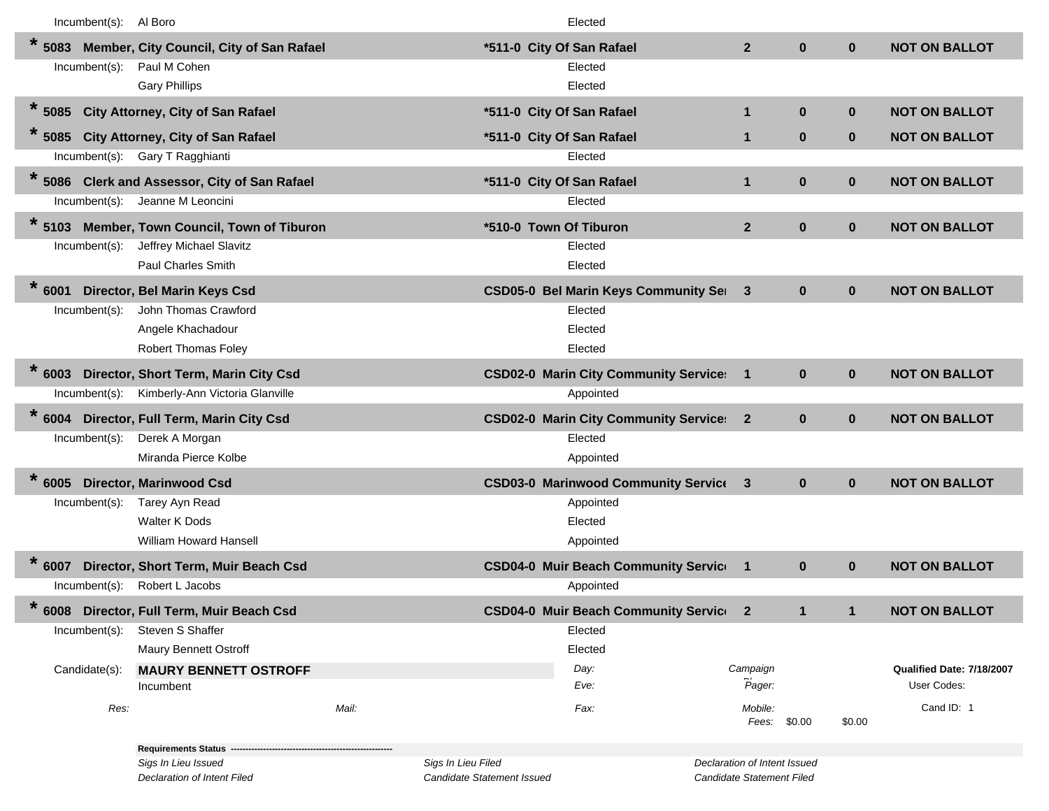Incumbent(s): Al Boro — Elected

| | Contest | Jurisdiction | | | | Status |
|---|---|---|---|---|---|---|
| * | **5083 Member, City Council, City of San Rafael** | ***511-0 City Of San Rafael** | **2** | **0** | **0** | **NOT ON BALLOT** |

Incumbent(s): Paul M Cohen — Elected
Gary Phillips — Elected

| | Contest | Jurisdiction | | | | Status |
|---|---|---|---|---|---|---|
| * | **5085 City Attorney, City of San Rafael** | ***511-0 City Of San Rafael** | **1** | **0** | **0** | **NOT ON BALLOT** |
| * | **5085 City Attorney, City of San Rafael** | ***511-0 City Of San Rafael** | **1** | **0** | **0** | **NOT ON BALLOT** |

Incumbent(s): Gary T Ragghianti — Elected

| | Contest | Jurisdiction | | | | Status |
|---|---|---|---|---|---|---|
| * | **5086 Clerk and Assessor, City of San Rafael** | ***511-0 City Of San Rafael** | **1** | **0** | **0** | **NOT ON BALLOT** |

Incumbent(s): Jeanne M Leoncini — Elected

| | Contest | Jurisdiction | | | | Status |
|---|---|---|---|---|---|---|
| * | **5103 Member, Town Council, Town of Tiburon** | ***510-0 Town Of Tiburon** | **2** | **0** | **0** | **NOT ON BALLOT** |

Incumbent(s): Jeffrey Michael Slavitz — Elected
Paul Charles Smith — Elected

| | Contest | Jurisdiction | | | | Status |
|---|---|---|---|---|---|---|
| * | **6001 Director, Bel Marin Keys Csd** | **CSD05-0 Bel Marin Keys Community Se** | **3** | **0** | **0** | **NOT ON BALLOT** |

Incumbent(s): John Thomas Crawford — Elected
Angele Khachadour — Elected
Robert Thomas Foley — Elected

| | Contest | Jurisdiction | | | | Status |
|---|---|---|---|---|---|---|
| * | **6003 Director, Short Term, Marin City Csd** | **CSD02-0 Marin City Community Service** | **1** | **0** | **0** | **NOT ON BALLOT** |

Incumbent(s): Kimberly-Ann Victoria Glanville — Appointed

| | Contest | Jurisdiction | | | | Status |
|---|---|---|---|---|---|---|
| * | **6004 Director, Full Term, Marin City Csd** | **CSD02-0 Marin City Community Service** | **2** | **0** | **0** | **NOT ON BALLOT** |

Incumbent(s): Derek A Morgan — Elected
Miranda Pierce Kolbe — Appointed

| | Contest | Jurisdiction | | | | Status |
|---|---|---|---|---|---|---|
| * | **6005 Director, Marinwood Csd** | **CSD03-0 Marinwood Community Service** | **3** | **0** | **0** | **NOT ON BALLOT** |

Incumbent(s): Tarey Ayn Read — Appointed
Walter K Dods — Elected
William Howard Hansell — Appointed

| | Contest | Jurisdiction | | | | Status |
|---|---|---|---|---|---|---|
| * | **6007 Director, Short Term, Muir Beach Csd** | **CSD04-0 Muir Beach Community Servic** | **1** | **0** | **0** | **NOT ON BALLOT** |

Incumbent(s): Robert L Jacobs — Appointed

| | Contest | Jurisdiction | | | | Status |
|---|---|---|---|---|---|---|
| * | **6008 Director, Full Term, Muir Beach Csd** | **CSD04-0 Muir Beach Community Servic** | **2** | **1** | **1** | **NOT ON BALLOT** |

Incumbent(s): Steven S Shaffer — Elected
Maury Bennett Ostroff — Elected

Candidate(s): **MAURY BENNETT OSTROFF**
Incumbent

*Day:* *Eve:* *Fax:*
*Campaign* *Pager:* *Mobile:*
*Fees:* $0.00 $0.00
**Qualified Date: 7/18/2007**
User Codes:
Cand ID: 1

*Res:* *Mail:*

**Requirements Status** ------------------------------------------------------

| | | |
|---|---|---|
| *Sigs In Lieu Issued* | *Sigs In Lieu Filed* | *Declaration of Intent Issued* |
| *Declaration of Intent Filed* | *Candidate Statement Issued* | *Candidate Statement Filed* |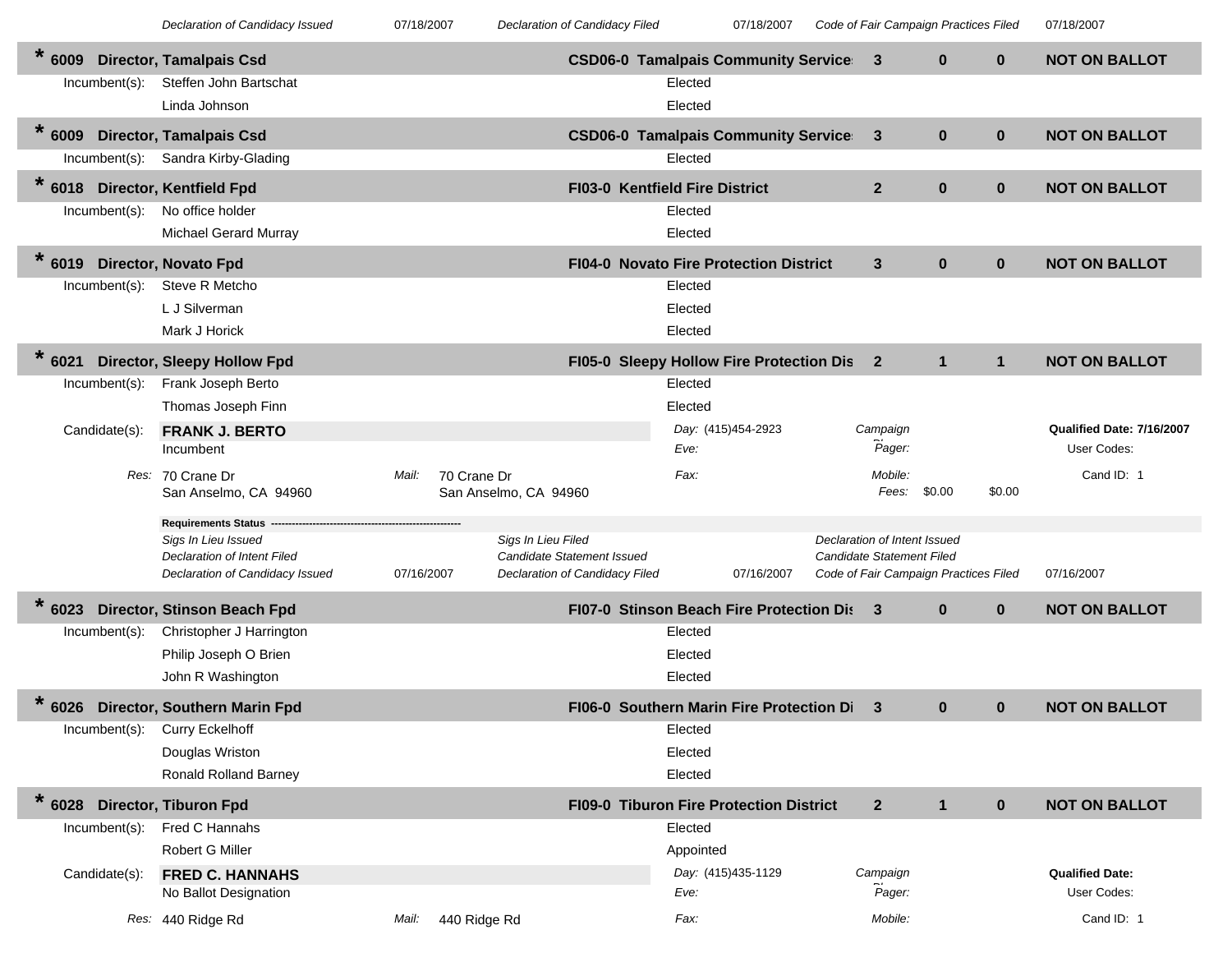| Declaration of Candidacy Issued | 07/18/2007 | Declaration of Candidacy Filed | 07/18/2007 | Code of Fair Campaign Practices Filed | 07/18/2007 |
|---|---|---|---|---|---|

**\* 6009 Director, Tamalpais Csd** — CSD06-0 Tamalpais Community Service — 3 — 0 — 0 — **NOT ON BALLOT**

| Incumbent(s): | |
|---|---|
| Steffen John Bartschat | Elected |
| Linda Johnson | Elected |

**\* 6009 Director, Tamalpais Csd** — CSD06-0 Tamalpais Community Service — 3 — 0 — 0 — **NOT ON BALLOT**

| Incumbent(s): | |
|---|---|
| Sandra Kirby-Glading | Elected |

**\* 6018 Director, Kentfield Fpd** — FI03-0 Kentfield Fire District — 2 — 0 — 0 — **NOT ON BALLOT**

| Incumbent(s): | |
|---|---|
| No office holder | Elected |
| Michael Gerard Murray | Elected |

**\* 6019 Director, Novato Fpd** — FI04-0 Novato Fire Protection District — 3 — 0 — 0 — **NOT ON BALLOT**

| Incumbent(s): | |
|---|---|
| Steve R Metcho | Elected |
| L J Silverman | Elected |
| Mark J Horick | Elected |

**\* 6021 Director, Sleepy Hollow Fpd** — FI05-0 Sleepy Hollow Fire Protection Dis — 2 — 1 — 1 — **NOT ON BALLOT**

| Incumbent(s): | |
|---|---|
| Frank Joseph Berto | Elected |
| Thomas Joseph Finn | Elected |

Candidate(s): **FRANK J. BERTO** — Incumbent

Day: (415)454-2923 — Eve: — Fax:

Campaign — Pager: — Mobile: — Fees: $0.00 $0.00

**Qualified Date: 7/16/2007** — User Codes: — Cand ID: 1

Res: 70 Crane Dr, San Anselmo, CA 94960 — Mail: 70 Crane Dr, San Anselmo, CA 94960

**Requirements Status**

| | | | | | |
|---|---|---|---|---|---|
| Sigs In Lieu Issued | | Sigs In Lieu Filed | | Declaration of Intent Issued | |
| Declaration of Intent Filed | | Candidate Statement Issued | | Candidate Statement Filed | |
| Declaration of Candidacy Issued | 07/16/2007 | Declaration of Candidacy Filed | 07/16/2007 | Code of Fair Campaign Practices Filed | 07/16/2007 |

**\* 6023 Director, Stinson Beach Fpd** — FI07-0 Stinson Beach Fire Protection Dis — 3 — 0 — 0 — **NOT ON BALLOT**

| Incumbent(s): | |
|---|---|
| Christopher J Harrington | Elected |
| Philip Joseph O Brien | Elected |
| John R Washington | Elected |

**\* 6026 Director, Southern Marin Fpd** — FI06-0 Southern Marin Fire Protection Di — 3 — 0 — 0 — **NOT ON BALLOT**

| Incumbent(s): | |
|---|---|
| Curry Eckelhoff | Elected |
| Douglas Wriston | Elected |
| Ronald Rolland Barney | Elected |

**\* 6028 Director, Tiburon Fpd** — FI09-0 Tiburon Fire Protection District — 2 — 1 — 0 — **NOT ON BALLOT**

| Incumbent(s): | |
|---|---|
| Fred C Hannahs | Elected |
| Robert G Miller | Appointed |

Candidate(s): **FRED C. HANNAHS** — No Ballot Designation

Day: (415)435-1129 — Eve: — Fax:

Campaign — Pager: — Mobile:

**Qualified Date:** — User Codes: — Cand ID: 1

Res: 440 Ridge Rd — Mail: 440 Ridge Rd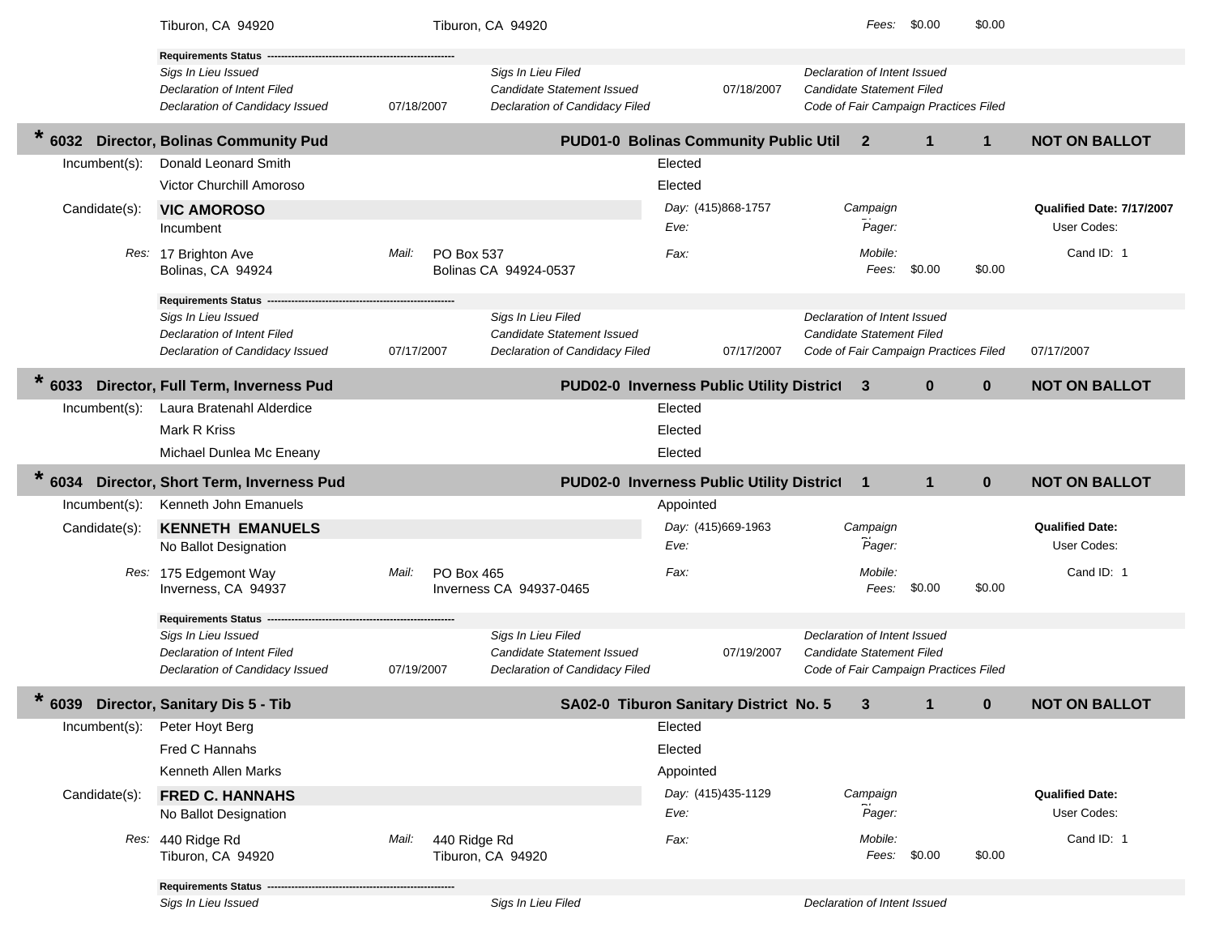Tiburon, CA 94920 | Tiburon, CA 94920 | Fees: $0.00 $0.00

**Requirements Status**

| | | | | | |
|---|---|---|---|---|---|
| *Sigs In Lieu Issued* | | *Sigs In Lieu Filed* | | *Declaration of Intent Issued* | |
| *Declaration of Intent Filed* | | *Candidate Statement Issued* | 07/18/2007 | *Candidate Statement Filed* | |
| *Declaration of Candidacy Issued* | 07/18/2007 | *Declaration of Candidacy Filed* | | *Code of Fair Campaign Practices Filed* | |

## * 6032 Director, Bolinas Community Pud — PUD01-0 Bolinas Community Public Util — 2 — 1 — 1 — NOT ON BALLOT

Incumbent(s):
- Donald Leonard Smith — Elected
- Victor Churchill Amoroso — Elected

Candidate(s): **VIC AMOROSO**
Incumbent

*Day:* (415)868-1757
*Eve:*
*Fax:*
*Campaign*
*Pager:*
*Mobile:*
*Fees:* $0.00 $0.00
**Qualified Date: 7/17/2007**
User Codes:
Cand ID: 1

*Res:* 17 Brighton Ave, Bolinas, CA 94924
*Mail:* PO Box 537, Bolinas CA 94924-0537

**Requirements Status**

| | | | | | |
|---|---|---|---|---|---|
| *Sigs In Lieu Issued* | | *Sigs In Lieu Filed* | | *Declaration of Intent Issued* | |
| *Declaration of Intent Filed* | | *Candidate Statement Issued* | | *Candidate Statement Filed* | |
| *Declaration of Candidacy Issued* | 07/17/2007 | *Declaration of Candidacy Filed* | 07/17/2007 | *Code of Fair Campaign Practices Filed* | 07/17/2007 |

## * 6033 Director, Full Term, Inverness Pud — PUD02-0 Inverness Public Utility District — 3 — 0 — 0 — NOT ON BALLOT

Incumbent(s):
- Laura Bratenahl Alderdice — Elected
- Mark R Kriss — Elected
- Michael Dunlea Mc Eneany — Elected

## * 6034 Director, Short Term, Inverness Pud — PUD02-0 Inverness Public Utility District — 1 — 1 — 0 — NOT ON BALLOT

Incumbent(s):
- Kenneth John Emanuels — Appointed

Candidate(s): **KENNETH EMANUELS**
No Ballot Designation

*Day:* (415)669-1963
*Eve:*
*Fax:*
*Campaign*
*Pager:*
*Mobile:*
*Fees:* $0.00 $0.00
**Qualified Date:**
User Codes:
Cand ID: 1

*Res:* 175 Edgemont Way, Inverness, CA 94937
*Mail:* PO Box 465, Inverness CA 94937-0465

**Requirements Status**

| | | | | | |
|---|---|---|---|---|---|
| *Sigs In Lieu Issued* | | *Sigs In Lieu Filed* | | *Declaration of Intent Issued* | |
| *Declaration of Intent Filed* | | *Candidate Statement Issued* | 07/19/2007 | *Candidate Statement Filed* | |
| *Declaration of Candidacy Issued* | 07/19/2007 | *Declaration of Candidacy Filed* | | *Code of Fair Campaign Practices Filed* | |

## * 6039 Director, Sanitary Dis 5 - Tib — SA02-0 Tiburon Sanitary District No. 5 — 3 — 1 — 0 — NOT ON BALLOT

Incumbent(s):
- Peter Hoyt Berg — Elected
- Fred C Hannahs — Elected
- Kenneth Allen Marks — Appointed

Candidate(s): **FRED C. HANNAHS**
No Ballot Designation

*Day:* (415)435-1129
*Eve:*
*Fax:*
*Campaign*
*Pager:*
*Mobile:*
*Fees:* $0.00 $0.00
**Qualified Date:**
User Codes:
Cand ID: 1

*Res:* 440 Ridge Rd, Tiburon, CA 94920
*Mail:* 440 Ridge Rd, Tiburon, CA 94920

**Requirements Status**

| | | |
|---|---|---|
| *Sigs In Lieu Issued* | *Sigs In Lieu Filed* | *Declaration of Intent Issued* |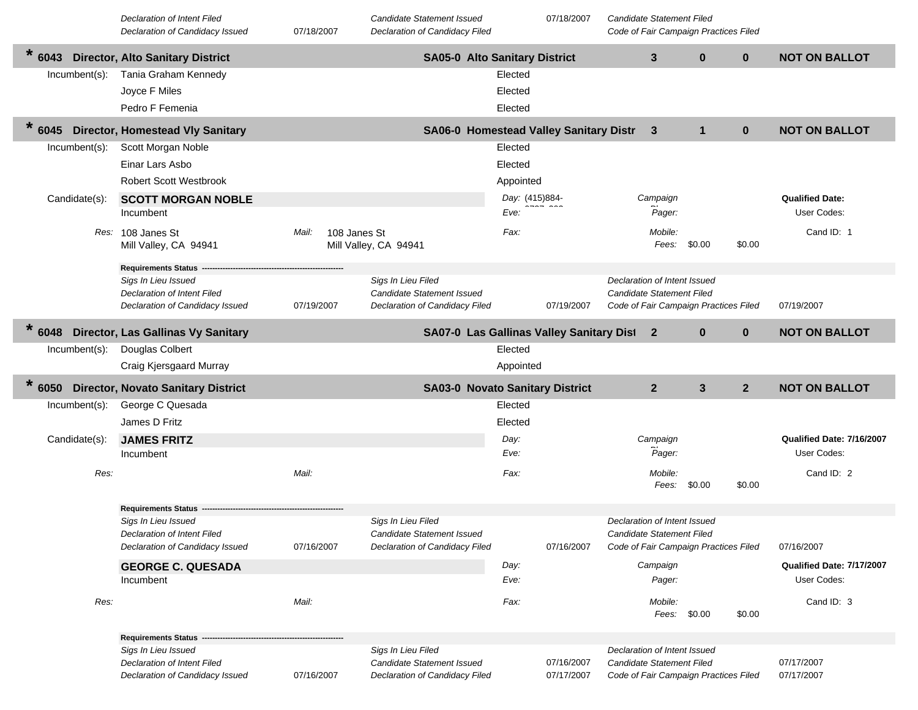| Declaration of Intent Filed | | Candidate Statement Issued | 07/18/2007 | Candidate Statement Filed | |
|---|---|---|---|---|---|
| Declaration of Candidacy Issued | 07/18/2007 | Declaration of Candidacy Filed | | Code of Fair Campaign Practices Filed | |

## * 6043 Director, Alto Sanitary District — SA05-0 Alto Sanitary District — 3 — 0 — 0 — NOT ON BALLOT

Incumbent(s):

| Name | Status |
|---|---|
| Tania Graham Kennedy | Elected |
| Joyce F Miles | Elected |
| Pedro F Femenia | Elected |

## * 6045 Director, Homestead Vly Sanitary — SA06-0 Homestead Valley Sanitary Distr — 3 — 1 — 0 — NOT ON BALLOT

Incumbent(s):

| Name | Status |
|---|---|
| Scott Morgan Noble | Elected |
| Einar Lars Asbo | Elected |
| Robert Scott Westbrook | Appointed |

Candidate(s):

**SCOTT MORGAN NOBLE**
Incumbent

*Day:* (415)884-
*Eve:*
*Fax:*
*Campaign*
*Pager:*
*Mobile:*
*Fees:* $0.00 $0.00

**Qualified Date:**
User Codes:
Cand ID: 1

*Res:* 108 Janes St, Mill Valley, CA 94941
*Mail:* 108 Janes St, Mill Valley, CA 94941

**Requirements Status**

| Sigs In Lieu Issued | | Sigs In Lieu Filed | | Declaration of Intent Issued | |
|---|---|---|---|---|---|
| Declaration of Intent Filed | | Candidate Statement Issued | | Candidate Statement Filed | |
| Declaration of Candidacy Issued | 07/19/2007 | Declaration of Candidacy Filed | 07/19/2007 | Code of Fair Campaign Practices Filed | 07/19/2007 |

## * 6048 Director, Las Gallinas Vy Sanitary — SA07-0 Las Gallinas Valley Sanitary Dist — 2 — 0 — 0 — NOT ON BALLOT

Incumbent(s):

| Name | Status |
|---|---|
| Douglas Colbert | Elected |
| Craig Kjersgaard Murray | Appointed |

## * 6050 Director, Novato Sanitary District — SA03-0 Novato Sanitary District — 2 — 3 — 2 — NOT ON BALLOT

Incumbent(s):

| Name | Status |
|---|---|
| George C Quesada | Elected |
| James D Fritz | Elected |

Candidate(s):

**JAMES FRITZ**
Incumbent

*Day:*
*Eve:*
*Fax:*
*Campaign*
*Pager:*
*Mobile:*
*Fees:* $0.00 $0.00

**Qualified Date: 7/16/2007**
User Codes:
Cand ID: 2

*Res:*
*Mail:*

**Requirements Status**

| Sigs In Lieu Issued | | Sigs In Lieu Filed | | Declaration of Intent Issued | |
|---|---|---|---|---|---|
| Declaration of Intent Filed | | Candidate Statement Issued | | Candidate Statement Filed | |
| Declaration of Candidacy Issued | 07/16/2007 | Declaration of Candidacy Filed | 07/16/2007 | Code of Fair Campaign Practices Filed | 07/16/2007 |

**GEORGE C. QUESADA**
Incumbent

*Day:*
*Eve:*
*Fax:*
*Campaign*
*Pager:*
*Mobile:*
*Fees:* $0.00 $0.00

**Qualified Date: 7/17/2007**
User Codes:
Cand ID: 3

*Res:*
*Mail:*

**Requirements Status**

| Sigs In Lieu Issued | | Sigs In Lieu Filed | | Declaration of Intent Issued | |
|---|---|---|---|---|---|
| Declaration of Intent Filed | | Candidate Statement Issued | 07/16/2007 | Candidate Statement Filed | 07/17/2007 |
| Declaration of Candidacy Issued | 07/16/2007 | Declaration of Candidacy Filed | 07/17/2007 | Code of Fair Campaign Practices Filed | 07/17/2007 |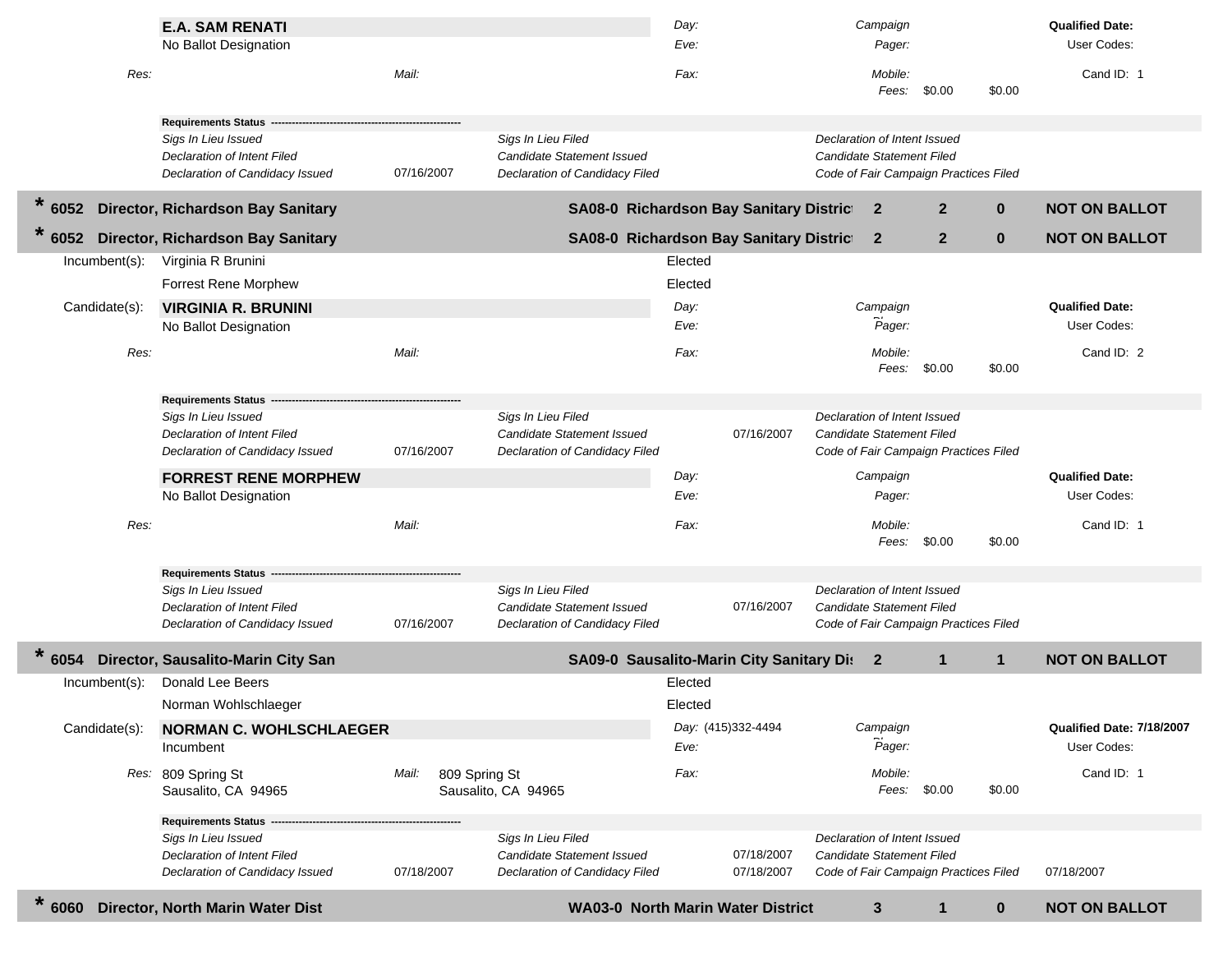**E.A. SAM RENATI**
No Ballot Designation

Day:
Eve:
Fax:

Res:
Mail:

Campaign
Pager:
Mobile:
Fees: $0.00 $0.00

**Qualified Date:**
User Codes:
Cand ID: 1

**Requirements Status**

| | | | | | |
|---|---|---|---|---|---|
| *Sigs In Lieu Issued* | | *Sigs In Lieu Filed* | | *Declaration of Intent Issued* | |
| *Declaration of Intent Filed* | | *Candidate Statement Issued* | | *Candidate Statement Filed* | |
| *Declaration of Candidacy Issued* | 07/16/2007 | *Declaration of Candidacy Filed* | | *Code of Fair Campaign Practices Filed* | |

**\* 6052 Director, Richardson Bay Sanitary** — **SA08-0 Richardson Bay Sanitary Distric** **2** **2** **0** **NOT ON BALLOT**

**\* 6052 Director, Richardson Bay Sanitary** — **SA08-0 Richardson Bay Sanitary Distric** **2** **2** **0** **NOT ON BALLOT**

Incumbent(s):
- Virginia R Brunini — Elected
- Forrest Rene Morphew — Elected

Candidate(s):

**VIRGINIA R. BRUNINI**
No Ballot Designation

Day:
Eve:
Fax:

Res:
Mail:

Campaign
Pager:
Mobile:
Fees: $0.00 $0.00

**Qualified Date:**
User Codes:
Cand ID: 2

**Requirements Status**

| | | | | | |
|---|---|---|---|---|---|
| *Sigs In Lieu Issued* | | *Sigs In Lieu Filed* | | *Declaration of Intent Issued* | |
| *Declaration of Intent Filed* | | *Candidate Statement Issued* | 07/16/2007 | *Candidate Statement Filed* | |
| *Declaration of Candidacy Issued* | 07/16/2007 | *Declaration of Candidacy Filed* | | *Code of Fair Campaign Practices Filed* | |

**FORREST RENE MORPHEW**
No Ballot Designation

Day:
Eve:
Fax:

Res:
Mail:

Campaign
Pager:
Mobile:
Fees: $0.00 $0.00

**Qualified Date:**
User Codes:
Cand ID: 1

**Requirements Status**

| | | | | | |
|---|---|---|---|---|---|
| *Sigs In Lieu Issued* | | *Sigs In Lieu Filed* | | *Declaration of Intent Issued* | |
| *Declaration of Intent Filed* | | *Candidate Statement Issued* | 07/16/2007 | *Candidate Statement Filed* | |
| *Declaration of Candidacy Issued* | 07/16/2007 | *Declaration of Candidacy Filed* | | *Code of Fair Campaign Practices Filed* | |

**\* 6054 Director, Sausalito-Marin City San** — **SA09-0 Sausalito-Marin City Sanitary Di** **2** **1** **1** **NOT ON BALLOT**

Incumbent(s):
- Donald Lee Beers — Elected
- Norman Wohlschlaeger — Elected

Candidate(s):

**NORMAN C. WOHLSCHLAEGER**
Incumbent

Day: (415)332-4494
Eve:
Fax:

Res: 809 Spring St
Sausalito, CA 94965

Mail: 809 Spring St
Sausalito, CA 94965

Campaign
Pager:
Mobile:
Fees: $0.00 $0.00

**Qualified Date: 7/18/2007**
User Codes:
Cand ID: 1

**Requirements Status**

| | | | | | |
|---|---|---|---|---|---|
| *Sigs In Lieu Issued* | | *Sigs In Lieu Filed* | | *Declaration of Intent Issued* | |
| *Declaration of Intent Filed* | | *Candidate Statement Issued* | 07/18/2007 | *Candidate Statement Filed* | |
| *Declaration of Candidacy Issued* | 07/18/2007 | *Declaration of Candidacy Filed* | 07/18/2007 | *Code of Fair Campaign Practices Filed* | 07/18/2007 |

**\* 6060 Director, North Marin Water Dist** — **WA03-0 North Marin Water District** **3** **1** **0** **NOT ON BALLOT**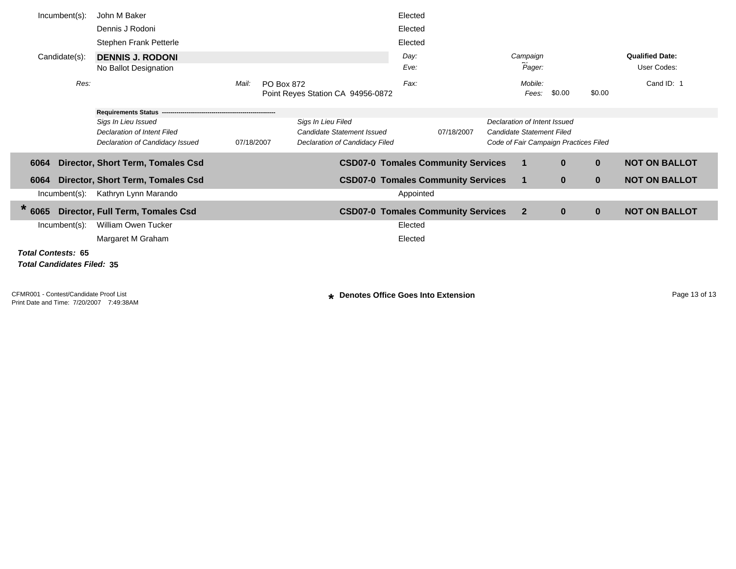| | | | |
|---|---|---|---|
| Incumbent(s): | John M Baker | | Elected |
| | Dennis J Rodoni | | Elected |
| | Stephen Frank Petterle | | Elected |

| | | | | | |
|---|---|---|---|---|---|
| Candidate(s): | **DENNIS J. RODONI** | Day: | Campaign Ph: | | **Qualified Date:** |
| | No Ballot Designation | Eve: | Pager: | | User Codes: |
| Res: | Mail: PO Box 872, Point Reyes Station CA 94956-0872 | Fax: | Mobile: | Fees: $0.00 $0.00 | Cand ID: 1 |

**Requirements Status**

| | | | | |
|---|---|---|---|---|
| *Sigs In Lieu Issued* | | *Sigs In Lieu Filed* | | *Declaration of Intent Issued* |
| *Declaration of Intent Filed* | | *Candidate Statement Issued* | 07/18/2007 | *Candidate Statement Filed* |
| *Declaration of Candidacy Issued* | 07/18/2007 | *Declaration of Candidacy Filed* | | *Code of Fair Campaign Practices Filed* |

| | | | | | | |
|---|---|---|---|---|---|---|
| **6064** | **Director, Short Term, Tomales Csd** | **CSD07-0 Tomales Community Services** | **1** | **0** | **0** | **NOT ON BALLOT** |
| **6064** | **Director, Short Term, Tomales Csd** | **CSD07-0 Tomales Community Services** | **1** | **0** | **0** | **NOT ON BALLOT** |

| | | |
|---|---|---|
| Incumbent(s): | Kathryn Lynn Marando | Appointed |

| | | | | | | |
|---|---|---|---|---|---|---|
| ***** **6065** | **Director, Full Term, Tomales Csd** | **CSD07-0 Tomales Community Services** | **2** | **0** | **0** | **NOT ON BALLOT** |

| | | |
|---|---|---|
| Incumbent(s): | William Owen Tucker | Elected |
| | Margaret M Graham | Elected |

***Total Contests:*** **65**

***Total Candidates Filed:*** **35**

CFMR001 - Contest/Candidate Proof List
Print Date and Time: 7/20/2007 7:49:38AM

***** **Denotes Office Goes Into Extension**